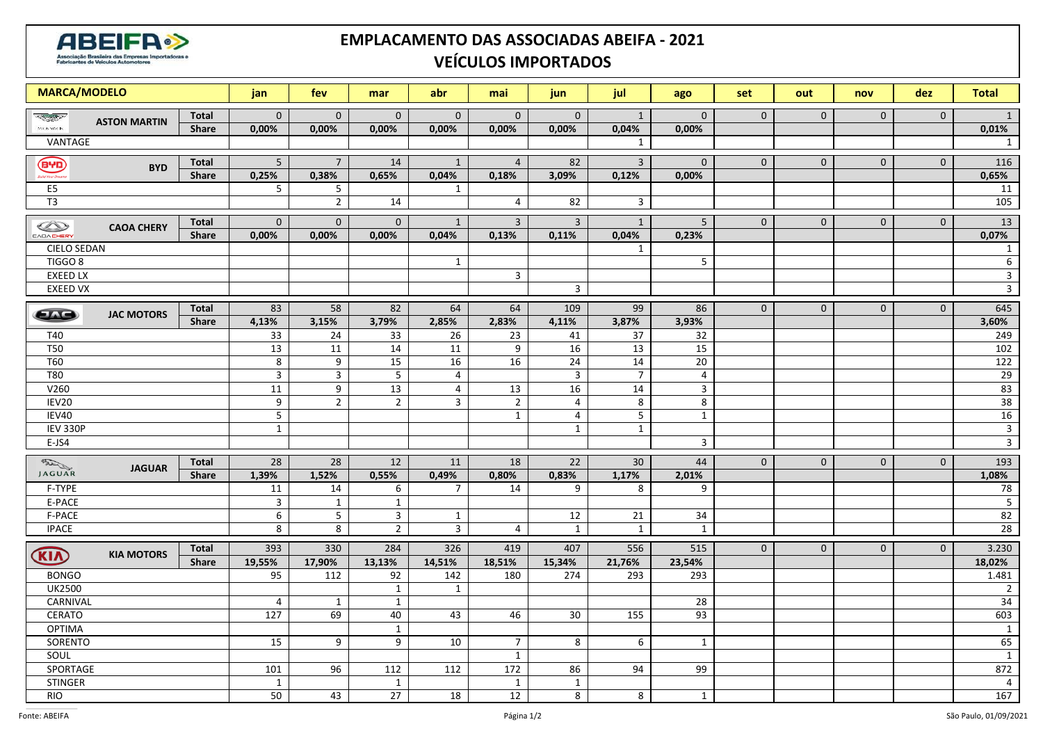# EMPLACAMENTO DAS ASSOCIADAS ABEIFA - 2021
## VEÍCULOS IMPORTADOS

| MARCA/MODELO | | jan | fev | mar | abr | mai | jun | jul | ago | set | out | nov | dez | Total |
|---|---|---|---|---|---|---|---|---|---|---|---|---|---|---|
| ASTON MARTIN | Total | 0 | 0 | 0 | 0 | 0 | 0 | 1 | 0 | 0 | 0 | 0 | 0 | 1 |
| | Share | 0,00% | 0,00% | 0,00% | 0,00% | 0,00% | 0,00% | 0,04% | 0,00% | | | | | 0,01% |
| VANTAGE | | | | | | | | 1 | | | | | | 1 |
| BYD | Total | 5 | 7 | 14 | 1 | 4 | 82 | 3 | 0 | 0 | 0 | 0 | 0 | 116 |
| | Share | 0,25% | 0,38% | 0,65% | 0,04% | 0,18% | 3,09% | 0,12% | 0,00% | | | | | 0,65% |
| E5 | | 5 | 5 | | 1 | | | | | | | | | 11 |
| T3 | | | 2 | 14 | | 4 | 82 | 3 | | | | | | 105 |
| CAOA CHERY | Total | 0 | 0 | 0 | 1 | 3 | 3 | 1 | 5 | 0 | 0 | 0 | 0 | 13 |
| | Share | 0,00% | 0,00% | 0,00% | 0,04% | 0,13% | 0,11% | 0,04% | 0,23% | | | | | 0,07% |
| CIELO SEDAN | | | | | | | | 1 | | | | | | 1 |
| TIGGO 8 | | | | | 1 | | | | 5 | | | | | 6 |
| EXEED LX | | | | | | 3 | | | | | | | | 3 |
| EXEED VX | | | | | | | 3 | | | | | | | 3 |
| JAC MOTORS | Total | 83 | 58 | 82 | 64 | 64 | 109 | 99 | 86 | 0 | 0 | 0 | 0 | 645 |
| | Share | 4,13% | 3,15% | 3,79% | 2,85% | 2,83% | 4,11% | 3,87% | 3,93% | | | | | 3,60% |
| T40 | | 33 | 24 | 33 | 26 | 23 | 41 | 37 | 32 | | | | | 249 |
| T50 | | 13 | 11 | 14 | 11 | 9 | 16 | 13 | 15 | | | | | 102 |
| T60 | | 8 | 9 | 15 | 16 | 16 | 24 | 14 | 20 | | | | | 122 |
| T80 | | 3 | 3 | 5 | 4 | | 3 | 7 | 4 | | | | | 29 |
| V260 | | 11 | 9 | 13 | 4 | 13 | 16 | 14 | 3 | | | | | 83 |
| IEV20 | | 9 | 2 | 2 | 3 | 2 | 4 | 8 | 8 | | | | | 38 |
| IEV40 | | 5 | | | | 1 | 4 | 5 | 1 | | | | | 16 |
| IEV 330P | | 1 | | | | | 1 | 1 | | | | | | 3 |
| E-JS4 | | | | | | | | | 3 | | | | | 3 |
| JAGUAR | Total | 28 | 28 | 12 | 11 | 18 | 22 | 30 | 44 | 0 | 0 | 0 | 0 | 193 |
| | Share | 1,39% | 1,52% | 0,55% | 0,49% | 0,80% | 0,83% | 1,17% | 2,01% | | | | | 1,08% |
| F-TYPE | | 11 | 14 | 6 | 7 | 14 | 9 | 8 | 9 | | | | | 78 |
| E-PACE | | 3 | 1 | 1 | | | | | | | | | | 5 |
| F-PACE | | 6 | 5 | 3 | 1 | | 12 | 21 | 34 | | | | | 82 |
| IPACE | | 8 | 8 | 2 | 3 | 4 | 1 | 1 | 1 | | | | | 28 |
| KIA MOTORS | Total | 393 | 330 | 284 | 326 | 419 | 407 | 556 | 515 | 0 | 0 | 0 | 0 | 3.230 |
| | Share | 19,55% | 17,90% | 13,13% | 14,51% | 18,51% | 15,34% | 21,76% | 23,54% | | | | | 18,02% |
| BONGO | | 95 | 112 | 92 | 142 | 180 | 274 | 293 | 293 | | | | | 1.481 |
| UK2500 | | | | 1 | 1 | | | | | | | | | 2 |
| CARNIVAL | | 4 | 1 | 1 | | | | | 28 | | | | | 34 |
| CERATO | | 127 | 69 | 40 | 43 | 46 | 30 | 155 | 93 | | | | | 603 |
| OPTIMA | | | | 1 | | | | | | | | | | 1 |
| SORENTO | | 15 | 9 | 9 | 10 | 7 | 8 | 6 | 1 | | | | | 65 |
| SOUL | | | | | | 1 | | | | | | | | 1 |
| SPORTAGE | | 101 | 96 | 112 | 112 | 172 | 86 | 94 | 99 | | | | | 872 |
| STINGER | | 1 | | 1 | | 1 | 1 | | | | | | | 4 |
| RIO | | 50 | 43 | 27 | 18 | 12 | 8 | 8 | 1 | | | | | 167 |

Fonte: ABEIFA

São Paulo, 01/09/2021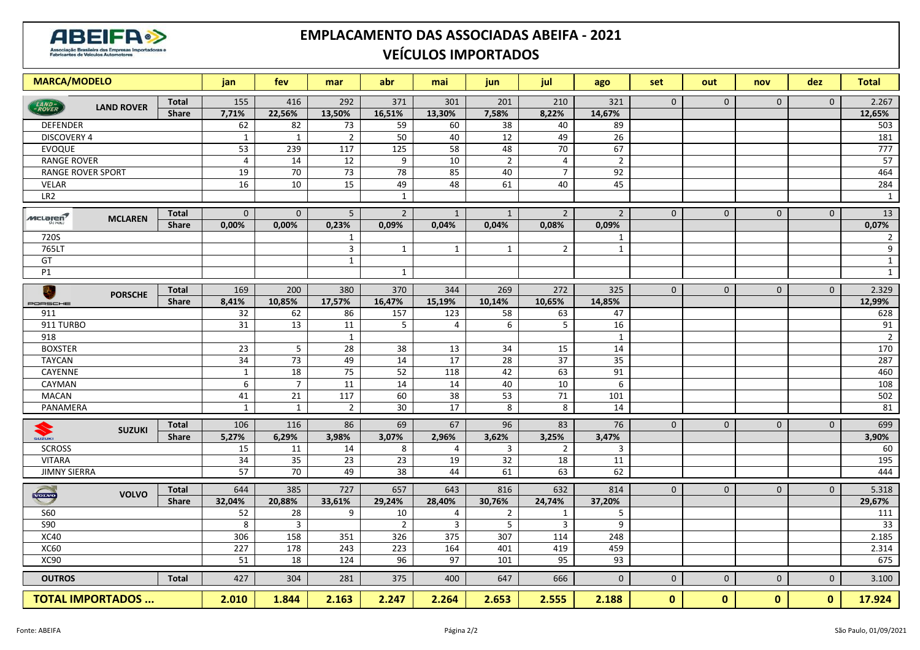# EMPLACAMENTO DAS ASSOCIADAS ABEIFA - 2021

## VEÍCULOS IMPORTADOS

| MARCA/MODELO | | jan | fev | mar | abr | mai | jun | jul | ago | set | out | nov | dez | Total |
|---|---|---|---|---|---|---|---|---|---|---|---|---|---|---|
| **LAND ROVER** | **Total** | 155 | 416 | 292 | 371 | 301 | 201 | 210 | 321 | 0 | 0 | 0 | 0 | 2.267 |
| | **Share** | **7,71%** | **22,56%** | **13,50%** | **16,51%** | **13,30%** | **7,58%** | **8,22%** | **14,67%** | | | | | **12,65%** |
| DEFENDER | | 62 | 82 | 73 | 59 | 60 | 38 | 40 | 89 | | | | | 503 |
| DISCOVERY 4 | | 1 | 1 | 2 | 50 | 40 | 12 | 49 | 26 | | | | | 181 |
| EVOQUE | | 53 | 239 | 117 | 125 | 58 | 48 | 70 | 67 | | | | | 777 |
| RANGE ROVER | | 4 | 14 | 12 | 9 | 10 | 2 | 4 | 2 | | | | | 57 |
| RANGE ROVER SPORT | | 19 | 70 | 73 | 78 | 85 | 40 | 7 | 92 | | | | | 464 |
| VELAR | | 16 | 10 | 15 | 49 | 48 | 61 | 40 | 45 | | | | | 284 |
| LR2 | | | | | 1 | | | | | | | | | 1 |
| **MCLAREN** | **Total** | 0 | 0 | 5 | 2 | 1 | 1 | 2 | 2 | 0 | 0 | 0 | 0 | 13 |
| | **Share** | **0,00%** | **0,00%** | **0,23%** | **0,09%** | **0,04%** | **0,04%** | **0,08%** | **0,09%** | | | | | **0,07%** |
| 720S | | | | 1 | | | | | 1 | | | | | 2 |
| 765LT | | | | 3 | 1 | 1 | 1 | 2 | 1 | | | | | 9 |
| GT | | | | 1 | | | | | | | | | | 1 |
| P1 | | | | | 1 | | | | | | | | | 1 |
| **PORSCHE** | **Total** | 169 | 200 | 380 | 370 | 344 | 269 | 272 | 325 | 0 | 0 | 0 | 0 | 2.329 |
| | **Share** | **8,41%** | **10,85%** | **17,57%** | **16,47%** | **15,19%** | **10,14%** | **10,65%** | **14,85%** | | | | | **12,99%** |
| 911 | | 32 | 62 | 86 | 157 | 123 | 58 | 63 | 47 | | | | | 628 |
| 911 TURBO | | 31 | 13 | 11 | 5 | 4 | 6 | 5 | 16 | | | | | 91 |
| 918 | | | | 1 | | | | | 1 | | | | | 2 |
| BOXSTER | | 23 | 5 | 28 | 38 | 13 | 34 | 15 | 14 | | | | | 170 |
| TAYCAN | | 34 | 73 | 49 | 14 | 17 | 28 | 37 | 35 | | | | | 287 |
| CAYENNE | | 1 | 18 | 75 | 52 | 118 | 42 | 63 | 91 | | | | | 460 |
| CAYMAN | | 6 | 7 | 11 | 14 | 14 | 40 | 10 | 6 | | | | | 108 |
| MACAN | | 41 | 21 | 117 | 60 | 38 | 53 | 71 | 101 | | | | | 502 |
| PANAMERA | | 1 | 1 | 2 | 30 | 17 | 8 | 8 | 14 | | | | | 81 |
| **SUZUKI** | **Total** | 106 | 116 | 86 | 69 | 67 | 96 | 83 | 76 | 0 | 0 | 0 | 0 | 699 |
| | **Share** | **5,27%** | **6,29%** | **3,98%** | **3,07%** | **2,96%** | **3,62%** | **3,25%** | **3,47%** | | | | | **3,90%** |
| SCROSS | | 15 | 11 | 14 | 8 | 4 | 3 | 2 | 3 | | | | | 60 |
| VITARA | | 34 | 35 | 23 | 23 | 19 | 32 | 18 | 11 | | | | | 195 |
| JIMNY SIERRA | | 57 | 70 | 49 | 38 | 44 | 61 | 63 | 62 | | | | | 444 |
| **VOLVO** | **Total** | 644 | 385 | 727 | 657 | 643 | 816 | 632 | 814 | 0 | 0 | 0 | 0 | 5.318 |
| | **Share** | **32,04%** | **20,88%** | **33,61%** | **29,24%** | **28,40%** | **30,76%** | **24,74%** | **37,20%** | | | | | **29,67%** |
| S60 | | 52 | 28 | 9 | 10 | 4 | 2 | 1 | 5 | | | | | 111 |
| S90 | | 8 | 3 | | 2 | 3 | 5 | 3 | 9 | | | | | 33 |
| XC40 | | 306 | 158 | 351 | 326 | 375 | 307 | 114 | 248 | | | | | 2.185 |
| XC60 | | 227 | 178 | 243 | 223 | 164 | 401 | 419 | 459 | | | | | 2.314 |
| XC90 | | 51 | 18 | 124 | 96 | 97 | 101 | 95 | 93 | | | | | 675 |
| **OUTROS** | **Total** | 427 | 304 | 281 | 375 | 400 | 647 | 666 | 0 | 0 | 0 | 0 | 0 | 3.100 |
| **TOTAL IMPORTADOS ...** | | **2.010** | **1.844** | **2.163** | **2.247** | **2.264** | **2.653** | **2.555** | **2.188** | **0** | **0** | **0** | **0** | **17.924** |

Fonte: ABEIFA

São Paulo, 01/09/2021